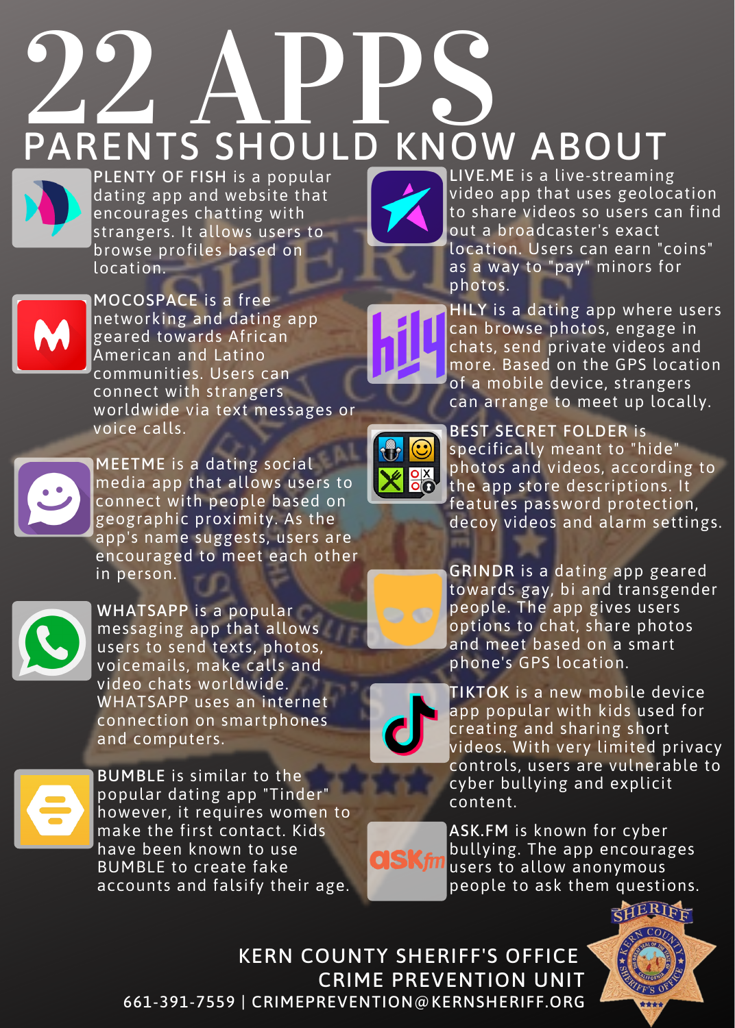# 22 APPS

## PARENTS SHOULD KNOW ABOUT

**PLENTY OF FISH** is a popular dating app and website that encourages chatting with strangers. It allows users to browse profiles based on location.

**MOCOSPACE** is a free networking and dating app geared towards African American and Latino communities. Users can connect with strangers worldwide via text messages or voice calls.

**MEETME** is a dating social media app that allows users to connect with people based on geographic proximity. As the app's name suggests, users are encouraged to meet each other in person.

**WHATSAPP** is a popular messaging app that allows users to send texts, photos, voicemails, make calls and video chats worldwide. WHATSAPP uses an internet connection on smartphones and computers.

**BUMBLE** is similar to the popular dating app "Tinder" however, it requires women to make the first contact. Kids have been known to use BUMBLE to create fake accounts and falsify their age.

**LIVE.ME** is a live-streaming video app that uses geolocation to share videos so users can find out a broadcaster's exact location. Users can earn "coins" as a way to "pay" minors for photos.

**HILY** is a dating app where users can browse photos, engage in chats, send private videos and more. Based on the GPS location of a mobile device, strangers can arrange to meet up locally.

**BEST SECRET FOLDER** is specifically meant to "hide" photos and videos, according to the app store descriptions. It features password protection, decoy videos and alarm settings.

**GRINDR** is a dating app geared towards gay, bi and transgender people. The app gives users options to chat, share photos and meet based on a smart phone's GPS location.

**TIKTOK** is a new mobile device app popular with kids used for creating and sharing short videos. With very limited privacy controls, users are vulnerable to cyber bullying and explicit content.

**ASK.FM** is known for cyber bullying. The app encourages users to allow anonymous people to ask them questions.

KERN COUNTY SHERIFF'S OFFICE
CRIME PREVENTION UNIT
661-391-7559 | CRIMEPREVENTION@KERNSHERIFF.ORG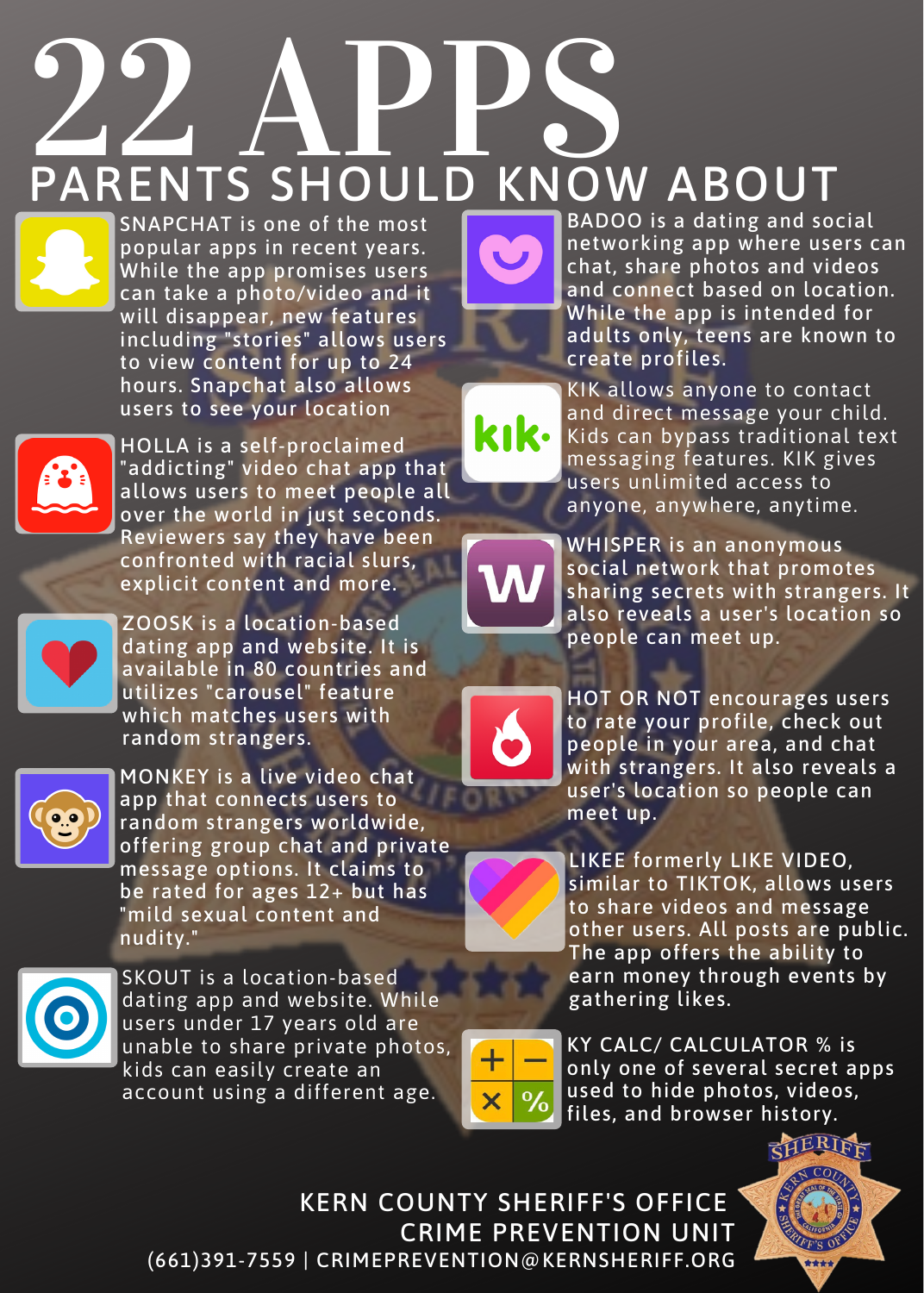# 22 APPS

## PARENTS SHOULD KNOW ABOUT

SNAPCHAT is one of the most popular apps in recent years. While the app promises users can take a photo/video and it will disappear, new features including "stories" allows users to view content for up to 24 hours. Snapchat also allows users to see your location

HOLLA is a self-proclaimed "addicting" video chat app that allows users to meet people all over the world in just seconds. Reviewers say they have been confronted with racial slurs, explicit content and more.

ZOOSK is a location-based dating app and website. It is available in 80 countries and utilizes "carousel" feature which matches users with random strangers.

MONKEY is a live video chat app that connects users to random strangers worldwide, offering group chat and private message options. It claims to be rated for ages 12+ but has "mild sexual content and nudity."

SKOUT is a location-based dating app and website. While users under 17 years old are unable to share private photos, kids can easily create an account using a different age.

BADOO is a dating and social networking app where users can chat, share photos and videos and connect based on location. While the app is intended for adults only, teens are known to create profiles.

KIK allows anyone to contact and direct message your child. Kids can bypass traditional text messaging features. KIK gives users unlimited access to anyone, anywhere, anytime.

WHISPER is an anonymous social network that promotes sharing secrets with strangers. It also reveals a user's location so people can meet up.

HOT OR NOT encourages users to rate your profile, check out people in your area, and chat with strangers. It also reveals a user's location so people can meet up.

LIKEE formerly LIKE VIDEO, similar to TIKTOK, allows users to share videos and message other users. All posts are public. The app offers the ability to earn money through events by gathering likes.

KY CALC/ CALCULATOR % is only one of several secret apps used to hide photos, videos, files, and browser history.

KERN COUNTY SHERIFF'S OFFICE
CRIME PREVENTION UNIT
(661)391-7559 | CRIMEPREVENTION@KERNSHERIFF.ORG